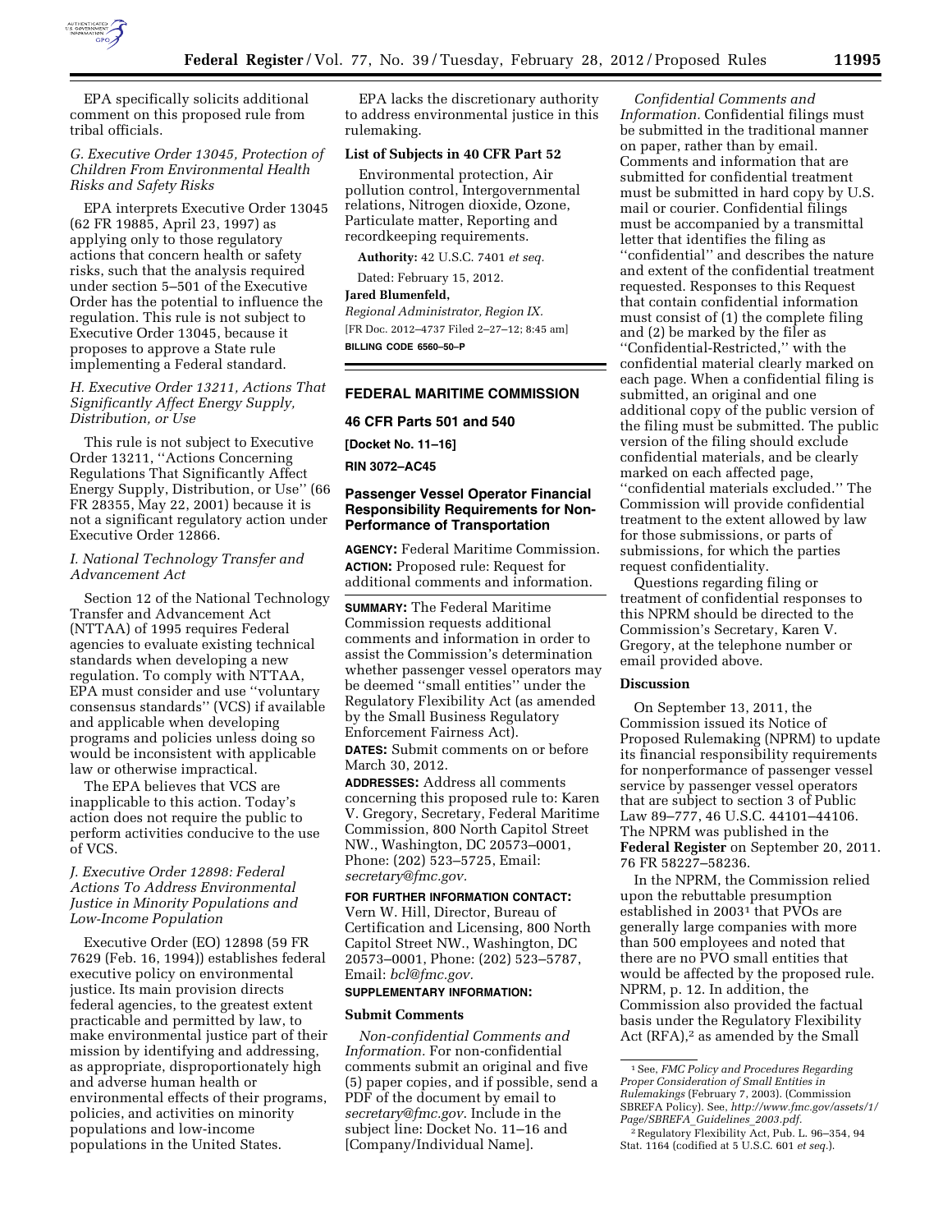EPA specifically solicits additional comment on this proposed rule from tribal officials.

### *G. Executive Order 13045, Protection of Children From Environmental Health Risks and Safety Risks*

EPA interprets Executive Order 13045 (62 FR 19885, April 23, 1997) as applying only to those regulatory actions that concern health or safety risks, such that the analysis required under section 5–501 of the Executive Order has the potential to influence the regulation. This rule is not subject to Executive Order 13045, because it proposes to approve a State rule implementing a Federal standard.

### *H. Executive Order 13211, Actions That Significantly Affect Energy Supply, Distribution, or Use*

This rule is not subject to Executive Order 13211, ''Actions Concerning Regulations That Significantly Affect Energy Supply, Distribution, or Use'' (66 FR 28355, May 22, 2001) because it is not a significant regulatory action under Executive Order 12866.

### *I. National Technology Transfer and Advancement Act*

Section 12 of the National Technology Transfer and Advancement Act (NTTAA) of 1995 requires Federal agencies to evaluate existing technical standards when developing a new regulation. To comply with NTTAA, EPA must consider and use ''voluntary consensus standards'' (VCS) if available and applicable when developing programs and policies unless doing so would be inconsistent with applicable law or otherwise impractical.

The EPA believes that VCS are inapplicable to this action. Today's action does not require the public to perform activities conducive to the use of VCS.

### *J. Executive Order 12898: Federal Actions To Address Environmental Justice in Minority Populations and Low-Income Population*

Executive Order (EO) 12898 (59 FR 7629 (Feb. 16, 1994)) establishes federal executive policy on environmental justice. Its main provision directs federal agencies, to the greatest extent practicable and permitted by law, to make environmental justice part of their mission by identifying and addressing, as appropriate, disproportionately high and adverse human health or environmental effects of their programs, policies, and activities on minority populations and low-income populations in the United States.

EPA lacks the discretionary authority to address environmental justice in this rulemaking.

**List of Subjects in 40 CFR Part 52**

Environmental protection, Air pollution control, Intergovernmental relations, Nitrogen dioxide, Ozone, Particulate matter, Reporting and recordkeeping requirements.

**Authority:** 42 U.S.C. 7401 *et seq.*

Dated: February 15, 2012.

**Jared Blumenfeld,**

*Regional Administrator, Region IX.*

[FR Doc. 2012–4737 Filed 2–27–12; 8:45 am]

**BILLING CODE 6560–50–P**

## FEDERAL MARITIME COMMISSION

## 46 CFR Parts 501 and 540

**[Docket No. 11–16]**

**RIN 3072–AC45**

## Passenger Vessel Operator Financial Responsibility Requirements for Non-Performance of Transportation

**AGENCY:** Federal Maritime Commission.

**ACTION:** Proposed rule: Request for additional comments and information.

**SUMMARY:** The Federal Maritime Commission requests additional comments and information in order to assist the Commission's determination whether passenger vessel operators may be deemed ''small entities'' under the Regulatory Flexibility Act (as amended by the Small Business Regulatory Enforcement Fairness Act).

**DATES:** Submit comments on or before March 30, 2012.

**ADDRESSES:** Address all comments concerning this proposed rule to: Karen V. Gregory, Secretary, Federal Maritime Commission, 800 North Capitol Street NW., Washington, DC 20573–0001, Phone: (202) 523–5725, Email: *secretary@fmc.gov.*

**FOR FURTHER INFORMATION CONTACT:** Vern W. Hill, Director, Bureau of Certification and Licensing, 800 North Capitol Street NW., Washington, DC 20573–0001, Phone: (202) 523–5787, Email: *bcl@fmc.gov.*

**SUPPLEMENTARY INFORMATION:**

**Submit Comments**

*Non-confidential Comments and Information.* For non-confidential comments submit an original and five (5) paper copies, and if possible, send a PDF of the document by email to *secretary@fmc.gov.* Include in the subject line: Docket No. 11–16 and [Company/Individual Name].

*Confidential Comments and Information.* Confidential filings must be submitted in the traditional manner on paper, rather than by email. Comments and information that are submitted for confidential treatment must be submitted in hard copy by U.S. mail or courier. Confidential filings must be accompanied by a transmittal letter that identifies the filing as ''confidential'' and describes the nature and extent of the confidential treatment requested. Responses to this Request that contain confidential information must consist of (1) the complete filing and (2) be marked by the filer as ''Confidential-Restricted,'' with the confidential material clearly marked on each page. When a confidential filing is submitted, an original and one additional copy of the public version of the filing must be submitted. The public version of the filing should exclude confidential materials, and be clearly marked on each affected page, ''confidential materials excluded.'' The Commission will provide confidential treatment to the extent allowed by law for those submissions, or parts of submissions, for which the parties request confidentiality.

Questions regarding filing or treatment of confidential responses to this NPRM should be directed to the Commission's Secretary, Karen V. Gregory, at the telephone number or email provided above.

**Discussion**

On September 13, 2011, the Commission issued its Notice of Proposed Rulemaking (NPRM) to update its financial responsibility requirements for nonperformance of passenger vessel service by passenger vessel operators that are subject to section 3 of Public Law 89–777, 46 U.S.C. 44101–44106. The NPRM was published in the **Federal Register** on September 20, 2011. 76 FR 58227–58236.

In the NPRM, the Commission relied upon the rebuttable presumption established in 2003[1] that PVOs are generally large companies with more than 500 employees and noted that there are no PVO small entities that would be affected by the proposed rule. NPRM, p. 12. In addition, the Commission also provided the factual basis under the Regulatory Flexibility Act (RFA),[2] as amended by the Small

[1] See, *FMC Policy and Procedures Regarding Proper Consideration of Small Entities in Rulemakings* (February 7, 2003). (Commission SBREFA Policy). See, *http://www.fmc.gov/assets/1/Page/SBREFA_Guidelines_2003.pdf.*

[2] Regulatory Flexibility Act, Pub. L. 96–354, 94 Stat. 1164 (codified at 5 U.S.C. 601 *et seq.*).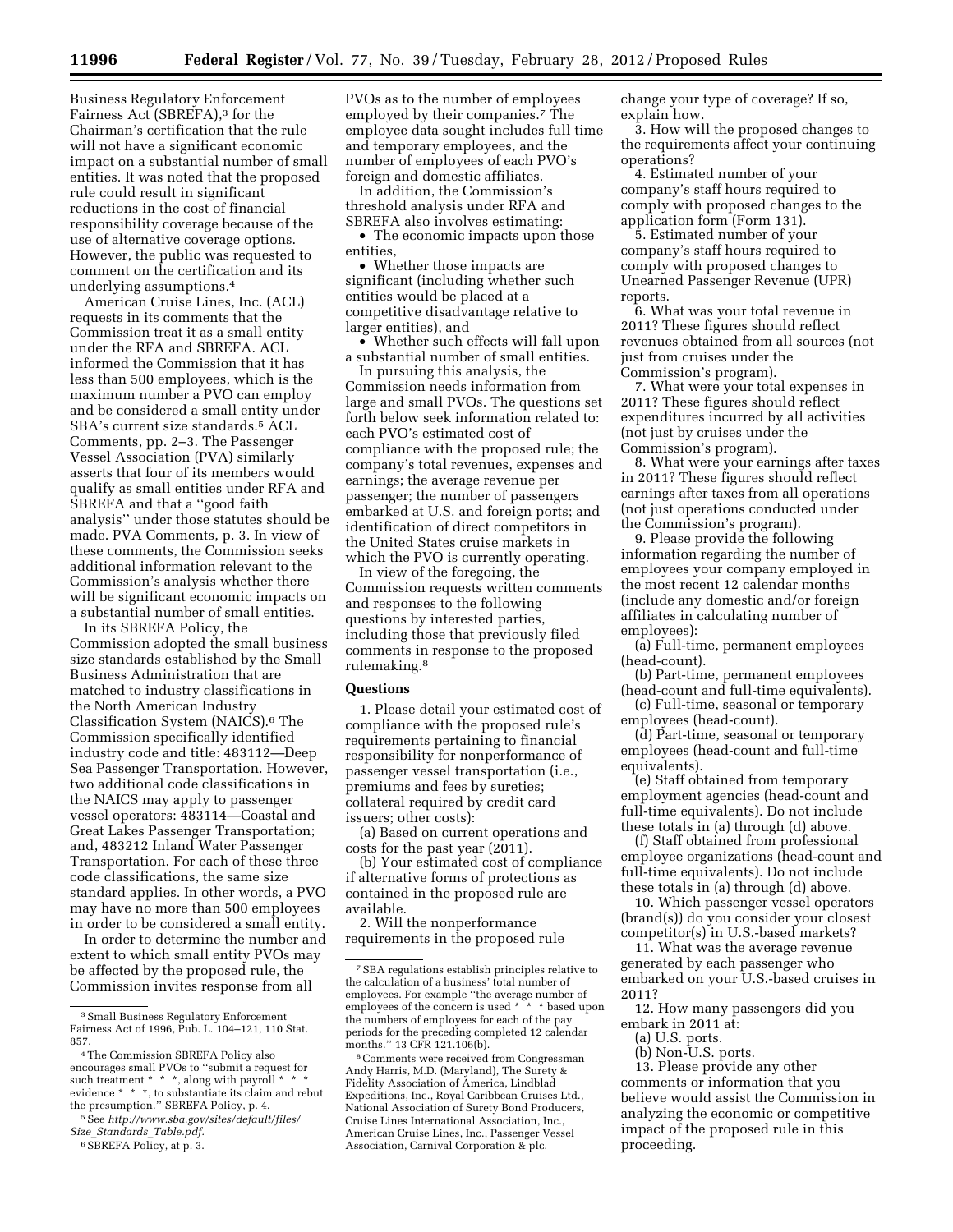Business Regulatory Enforcement Fairness Act (SBREFA),[3] for the Chairman's certification that the rule will not have a significant economic impact on a substantial number of small entities. It was noted that the proposed rule could result in significant reductions in the cost of financial responsibility coverage because of the use of alternative coverage options. However, the public was requested to comment on the certification and its underlying assumptions.[4]

American Cruise Lines, Inc. (ACL) requests in its comments that the Commission treat it as a small entity under the RFA and SBREFA. ACL informed the Commission that it has less than 500 employees, which is the maximum number a PVO can employ and be considered a small entity under SBA's current size standards.[5] ACL Comments, pp. 2–3. The Passenger Vessel Association (PVA) similarly asserts that four of its members would qualify as small entities under RFA and SBREFA and that a ''good faith analysis'' under those statutes should be made. PVA Comments, p. 3. In view of these comments, the Commission seeks additional information relevant to the Commission's analysis whether there will be significant economic impacts on a substantial number of small entities.

In its SBREFA Policy, the Commission adopted the small business size standards established by the Small Business Administration that are matched to industry classifications in the North American Industry Classification System (NAICS).[6] The Commission specifically identified industry code and title: 483112—Deep Sea Passenger Transportation. However, two additional code classifications in the NAICS may apply to passenger vessel operators: 483114—Coastal and Great Lakes Passenger Transportation; and, 483212 Inland Water Passenger Transportation. For each of these three code classifications, the same size standard applies. In other words, a PVO may have no more than 500 employees in order to be considered a small entity.

In order to determine the number and extent to which small entity PVOs may be affected by the proposed rule, the Commission invites response from all PVOs as to the number of employees employed by their companies.[7] The employee data sought includes full time and temporary employees, and the number of employees of each PVO's foreign and domestic affiliates.

In addition, the Commission's threshold analysis under RFA and SBREFA also involves estimating:

- The economic impacts upon those entities,
- Whether those impacts are significant (including whether such entities would be placed at a competitive disadvantage relative to larger entities), and
- Whether such effects will fall upon a substantial number of small entities.

In pursuing this analysis, the Commission needs information from large and small PVOs. The questions set forth below seek information related to: each PVO's estimated cost of compliance with the proposed rule; the company's total revenues, expenses and earnings; the average revenue per passenger; the number of passengers embarked at U.S. and foreign ports; and identification of direct competitors in the United States cruise markets in which the PVO is currently operating.

In view of the foregoing, the Commission requests written comments and responses to the following questions by interested parties, including those that previously filed comments in response to the proposed rulemaking.[8]

**Questions**

1. Please detail your estimated cost of compliance with the proposed rule's requirements pertaining to financial responsibility for nonperformance of passenger vessel transportation (i.e., premiums and fees by sureties; collateral required by credit card issuers; other costs):

(a) Based on current operations and costs for the past year (2011).

(b) Your estimated cost of compliance if alternative forms of protections as contained in the proposed rule are available.

2. Will the nonperformance requirements in the proposed rule change your type of coverage? If so, explain how.

3. How will the proposed changes to the requirements affect your continuing operations?

4. Estimated number of your company's staff hours required to comply with proposed changes to the application form (Form 131).

5. Estimated number of your company's staff hours required to comply with proposed changes to Unearned Passenger Revenue (UPR) reports.

6. What was your total revenue in 2011? These figures should reflect revenues obtained from all sources (not just from cruises under the Commission's program).

7. What were your total expenses in 2011? These figures should reflect expenditures incurred by all activities (not just by cruises under the Commission's program).

8. What were your earnings after taxes in 2011? These figures should reflect earnings after taxes from all operations (not just operations conducted under the Commission's program).

9. Please provide the following information regarding the number of employees your company employed in the most recent 12 calendar months (include any domestic and/or foreign affiliates in calculating number of employees):

(a) Full-time, permanent employees (head-count).

(b) Part-time, permanent employees (head-count and full-time equivalents).

(c) Full-time, seasonal or temporary employees (head-count).

(d) Part-time, seasonal or temporary employees (head-count and full-time equivalents).

(e) Staff obtained from temporary employment agencies (head-count and full-time equivalents). Do not include these totals in (a) through (d) above.

(f) Staff obtained from professional employee organizations (head-count and full-time equivalents). Do not include these totals in (a) through (d) above.

10. Which passenger vessel operators (brand(s)) do you consider your closest competitor(s) in U.S.-based markets?

11. What was the average revenue generated by each passenger who embarked on your U.S.-based cruises in 2011?

12. How many passengers did you embark in 2011 at:

(a) U.S. ports.

(b) Non-U.S. ports.

13. Please provide any other comments or information that you believe would assist the Commission in analyzing the economic or competitive impact of the proposed rule in this proceeding.

---

[3] Small Business Regulatory Enforcement Fairness Act of 1996, Pub. L. 104–121, 110 Stat. 857.

[4] The Commission SBREFA Policy also encourages small PVOs to ''submit a request for such treatment * * *, along with payroll * * * evidence * * *, to substantiate its claim and rebut the presumption.'' SBREFA Policy, p. 4.

[5] See *http://www.sba.gov/sites/default/files/Size_Standards_Table.pdf.*

[6] SBREFA Policy, at p. 3.

[7] SBA regulations establish principles relative to the calculation of a business' total number of employees. For example ''the average number of employees of the concern is used * * * based upon the numbers of employees for each of the pay periods for the preceding completed 12 calendar months.'' 13 CFR 121.106(b).

[8] Comments were received from Congressman Andy Harris, M.D. (Maryland), The Surety & Fidelity Association of America, Lindblad Expeditions, Inc., Royal Caribbean Cruises Ltd., National Association of Surety Bond Producers, Cruise Lines International Association, Inc., American Cruise Lines, Inc., Passenger Vessel Association, Carnival Corporation & plc.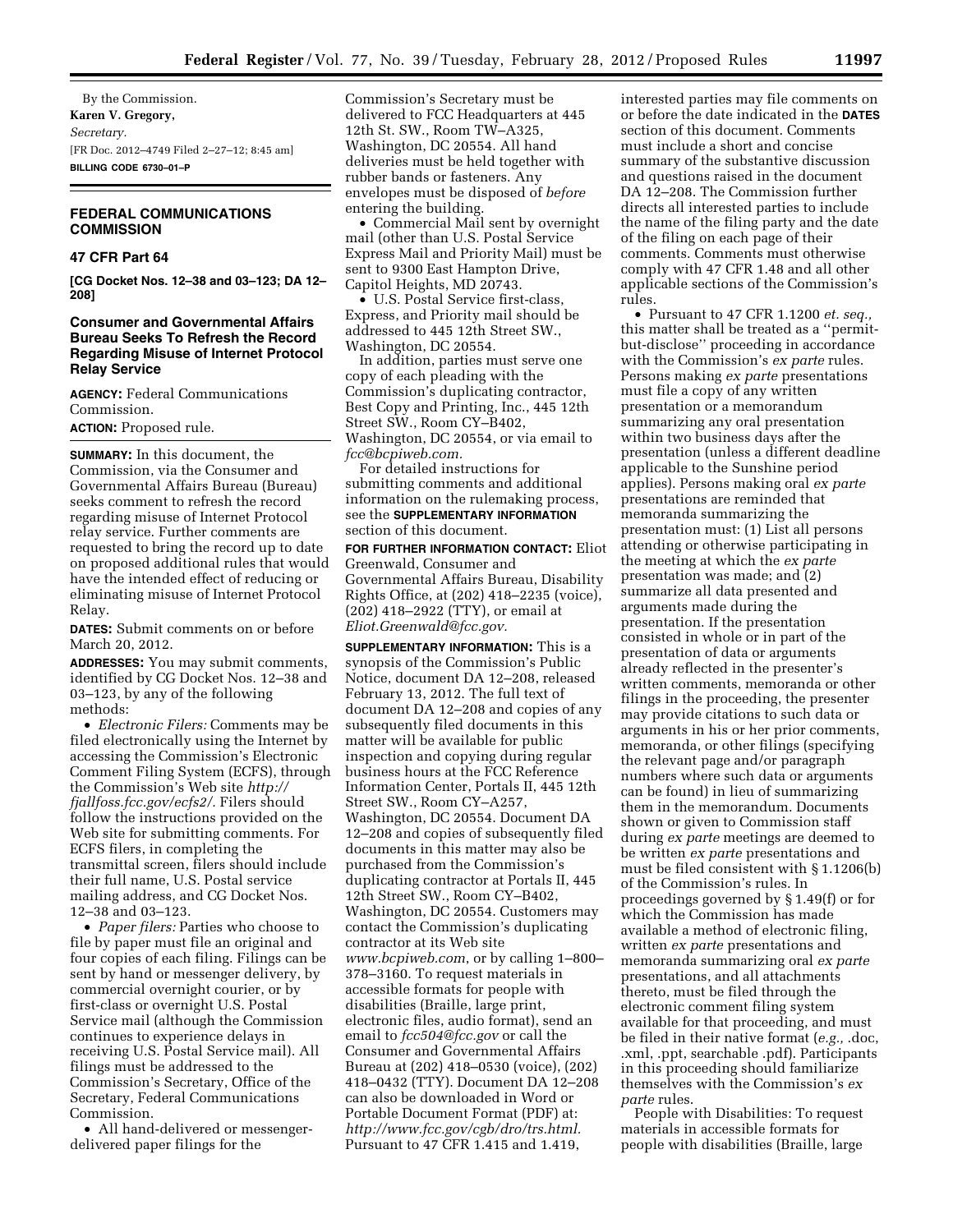By the Commission.

**Karen V. Gregory,**

*Secretary.*

[FR Doc. 2012–4749 Filed 2–27–12; 8:45 am]

**BILLING CODE 6730–01–P**

## FEDERAL COMMUNICATIONS COMMISSION

### 47 CFR Part 64

**[CG Docket Nos. 12–38 and 03–123; DA 12–208]**

### Consumer and Governmental Affairs Bureau Seeks To Refresh the Record Regarding Misuse of Internet Protocol Relay Service

**AGENCY:** Federal Communications Commission.

**ACTION:** Proposed rule.

**SUMMARY:** In this document, the Commission, via the Consumer and Governmental Affairs Bureau (Bureau) seeks comment to refresh the record regarding misuse of Internet Protocol relay service. Further comments are requested to bring the record up to date on proposed additional rules that would have the intended effect of reducing or eliminating misuse of Internet Protocol Relay.

**DATES:** Submit comments on or before March 20, 2012.

**ADDRESSES:** You may submit comments, identified by CG Docket Nos. 12–38 and 03–123, by any of the following methods:

- *Electronic Filers:* Comments may be filed electronically using the Internet by accessing the Commission's Electronic Comment Filing System (ECFS), through the Commission's Web site *http://fjallfoss.fcc.gov/ecfs2/.* Filers should follow the instructions provided on the Web site for submitting comments. For ECFS filers, in completing the transmittal screen, filers should include their full name, U.S. Postal service mailing address, and CG Docket Nos. 12–38 and 03–123.
- *Paper filers:* Parties who choose to file by paper must file an original and four copies of each filing. Filings can be sent by hand or messenger delivery, by commercial overnight courier, or by first-class or overnight U.S. Postal Service mail (although the Commission continues to experience delays in receiving U.S. Postal Service mail). All filings must be addressed to the Commission's Secretary, Office of the Secretary, Federal Communications Commission.
- All hand-delivered or messenger-delivered paper filings for the Commission's Secretary must be delivered to FCC Headquarters at 445 12th St. SW., Room TW–A325, Washington, DC 20554. All hand deliveries must be held together with rubber bands or fasteners. Any envelopes must be disposed of *before* entering the building.
- Commercial Mail sent by overnight mail (other than U.S. Postal Service Express Mail and Priority Mail) must be sent to 9300 East Hampton Drive, Capitol Heights, MD 20743.
- U.S. Postal Service first-class, Express, and Priority mail should be addressed to 445 12th Street SW., Washington, DC 20554.

In addition, parties must serve one copy of each pleading with the Commission's duplicating contractor, Best Copy and Printing, Inc., 445 12th Street SW., Room CY–B402, Washington, DC 20554, or via email to *fcc@bcpiweb.com.*

For detailed instructions for submitting comments and additional information on the rulemaking process, see the **SUPPLEMENTARY INFORMATION** section of this document.

**FOR FURTHER INFORMATION CONTACT:** Eliot Greenwald, Consumer and Governmental Affairs Bureau, Disability Rights Office, at (202) 418–2235 (voice), (202) 418–2922 (TTY), or email at *Eliot.Greenwald@fcc.gov.*

**SUPPLEMENTARY INFORMATION:** This is a synopsis of the Commission's Public Notice, document DA 12–208, released February 13, 2012. The full text of document DA 12–208 and copies of any subsequently filed documents in this matter will be available for public inspection and copying during regular business hours at the FCC Reference Information Center, Portals II, 445 12th Street SW., Room CY–A257, Washington, DC 20554. Document DA 12–208 and copies of subsequently filed documents in this matter may also be purchased from the Commission's duplicating contractor at Portals II, 445 12th Street SW., Room CY–B402, Washington, DC 20554. Customers may contact the Commission's duplicating contractor at its Web site *www.bcpiweb.com*, or by calling 1–800–378–3160. To request materials in accessible formats for people with disabilities (Braille, large print, electronic files, audio format), send an email to *fcc504@fcc.gov* or call the Consumer and Governmental Affairs Bureau at (202) 418–0530 (voice), (202) 418–0432 (TTY). Document DA 12–208 can also be downloaded in Word or Portable Document Format (PDF) at: *http://www.fcc.gov/cgb/dro/trs.html*. Pursuant to 47 CFR 1.415 and 1.419, interested parties may file comments on or before the date indicated in the **DATES** section of this document. Comments must include a short and concise summary of the substantive discussion and questions raised in the document DA 12–208. The Commission further directs all interested parties to include the name of the filing party and the date of the filing on each page of their comments. Comments must otherwise comply with 47 CFR 1.48 and all other applicable sections of the Commission's rules.

- Pursuant to 47 CFR 1.1200 *et. seq.,* this matter shall be treated as a ''permit-but-disclose'' proceeding in accordance with the Commission's *ex parte* rules. Persons making *ex parte* presentations must file a copy of any written presentation or a memorandum summarizing any oral presentation within two business days after the presentation (unless a different deadline applicable to the Sunshine period applies). Persons making oral *ex parte* presentations are reminded that memoranda summarizing the presentation must: (1) List all persons attending or otherwise participating in the meeting at which the *ex parte* presentation was made; and (2) summarize all data presented and arguments made during the presentation. If the presentation consisted in whole or in part of the presentation of data or arguments already reflected in the presenter's written comments, memoranda or other filings in the proceeding, the presenter may provide citations to such data or arguments in his or her prior comments, memoranda, or other filings (specifying the relevant page and/or paragraph numbers where such data or arguments can be found) in lieu of summarizing them in the memorandum. Documents shown or given to Commission staff during *ex parte* meetings are deemed to be written *ex parte* presentations and must be filed consistent with § 1.1206(b) of the Commission's rules. In proceedings governed by § 1.49(f) or for which the Commission has made available a method of electronic filing, written *ex parte* presentations and memoranda summarizing oral *ex parte* presentations, and all attachments thereto, must be filed through the electronic comment filing system available for that proceeding, and must be filed in their native format (*e.g.,* .doc, .xml, .ppt, searchable .pdf). Participants in this proceeding should familiarize themselves with the Commission's *ex parte* rules.

People with Disabilities: To request materials in accessible formats for people with disabilities (Braille, large